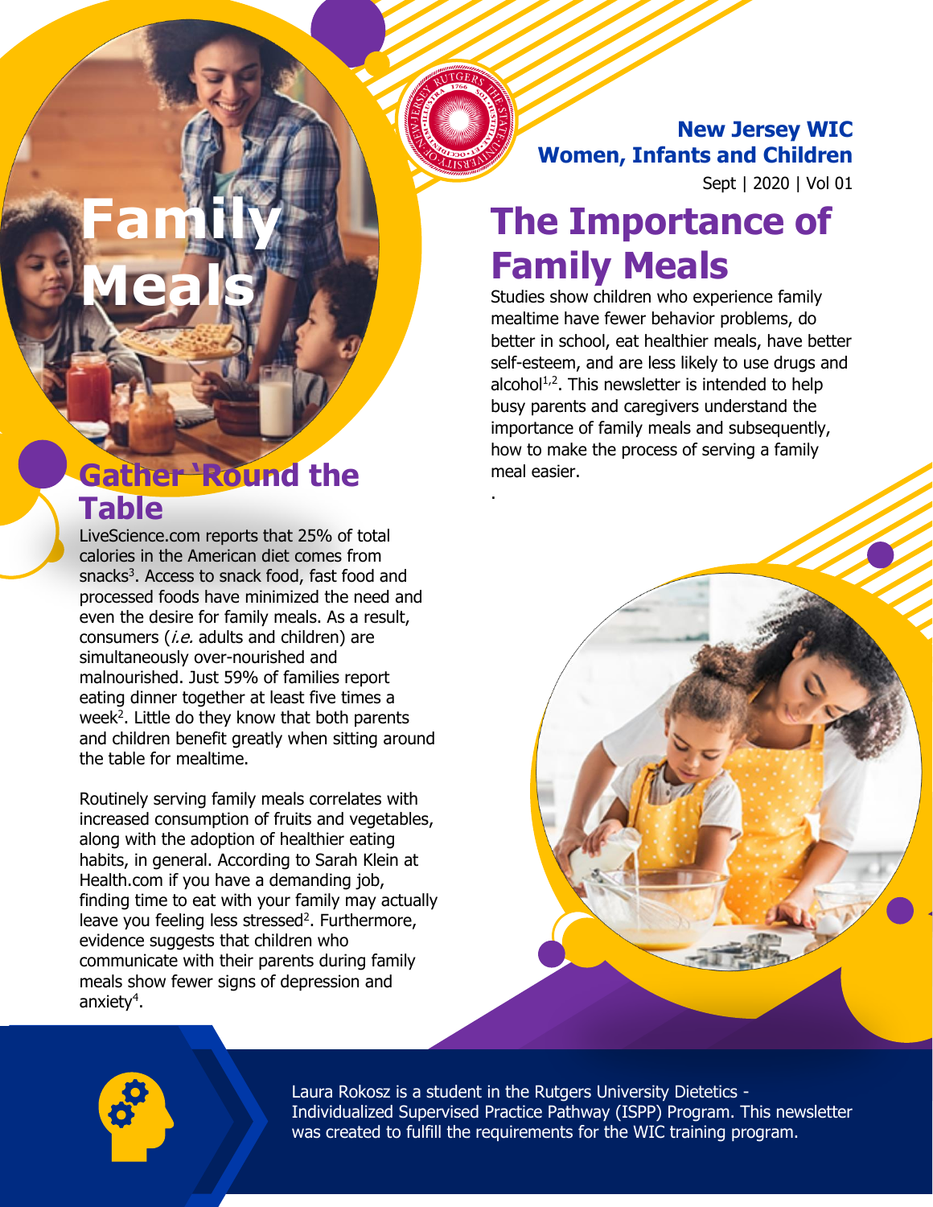**New Jersey WIC**
**Women, Infants and Children**

Sept | 2020 | Vol 01

# Family Meals

# The Importance of Family Meals

Studies show children who experience family mealtime have fewer behavior problems, do better in school, eat healthier meals, have better self-esteem, and are less likely to use drugs and alcohol[1,2]. This newsletter is intended to help busy parents and caregivers understand the importance of family meals and subsequently, how to make the process of serving a family meal easier.

## Gather 'Round the Table

LiveScience.com reports that 25% of total calories in the American diet comes from snacks[3]. Access to snack food, fast food and processed foods have minimized the need and even the desire for family meals. As a result, consumers (*i.e.* adults and children) are simultaneously over-nourished and malnourished. Just 59% of families report eating dinner together at least five times a week[2]. Little do they know that both parents and children benefit greatly when sitting around the table for mealtime.

Routinely serving family meals correlates with increased consumption of fruits and vegetables, along with the adoption of healthier eating habits, in general. According to Sarah Klein at Health.com if you have a demanding job, finding time to eat with your family may actually leave you feeling less stressed[2]. Furthermore, evidence suggests that children who communicate with their parents during family meals show fewer signs of depression and anxiety[4].

Laura Rokosz is a student in the Rutgers University Dietetics - Individualized Supervised Practice Pathway (ISPP) Program. This newsletter was created to fulfill the requirements for the WIC training program.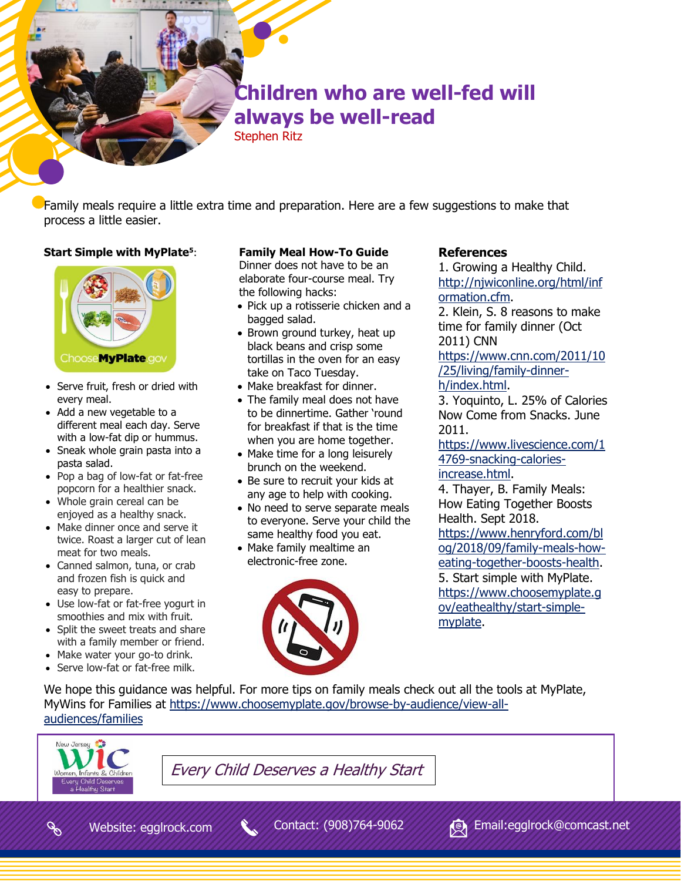# Children who are well-fed will always be well-read

Stephen Ritz

Family meals require a little extra time and preparation. Here are a few suggestions to make that process a little easier.

**Start Simple with MyPlate[5]**:

ChooseMyPlate.gov

- Serve fruit, fresh or dried with every meal.
- Add a new vegetable to a different meal each day. Serve with a low-fat dip or hummus.
- Sneak whole grain pasta into a pasta salad.
- Pop a bag of low-fat or fat-free popcorn for a healthier snack.
- Whole grain cereal can be enjoyed as a healthy snack.
- Make dinner once and serve it twice. Roast a larger cut of lean meat for two meals.
- Canned salmon, tuna, or crab and frozen fish is quick and easy to prepare.
- Use low-fat or fat-free yogurt in smoothies and mix with fruit.
- Split the sweet treats and share with a family member or friend.
- Make water your go-to drink.
- Serve low-fat or fat-free milk.

**Family Meal How-To Guide**

Dinner does not have to be an elaborate four-course meal. Try the following hacks:

- Pick up a rotisserie chicken and a bagged salad.
- Brown ground turkey, heat up black beans and crisp some tortillas in the oven for an easy take on Taco Tuesday.
- Make breakfast for dinner.
- The family meal does not have to be dinnertime. Gather 'round for breakfast if that is the time when you are home together.
- Make time for a long leisurely brunch on the weekend.
- Be sure to recruit your kids at any age to help with cooking.
- No need to serve separate meals to everyone. Serve your child the same healthy food you eat.
- Make family mealtime an electronic-free zone.

**References**

1. Growing a Healthy Child. http://njwiconline.org/html/information.cfm.
2. Klein, S. 8 reasons to make time for family dinner (Oct 2011) CNN https://www.cnn.com/2011/10/25/living/family-dinner-h/index.html.
3. Yoquinto, L. 25% of Calories Now Come from Snacks. June 2011. https://www.livescience.com/14769-snacking-calories-increase.html.
4. Thayer, B. Family Meals: How Eating Together Boosts Health. Sept 2018. https://www.henryford.com/blog/2018/09/family-meals-how-eating-together-boosts-health.
5. Start simple with MyPlate. https://www.choosemyplate.gov/eathealthy/start-simple-myplate.

We hope this guidance was helpful. For more tips on family meals check out all the tools at MyPlate, MyWins for Families at https://www.choosemyplate.gov/browse-by-audience/view-all-audiences/families

New Jersey WIC Women, Infants & Children — Every Child Deserves a Healthy Start

*Every Child Deserves a Healthy Start*

Website: egglrock.com | Contact: (908)764-9062 | Email:egglrock@comcast.net